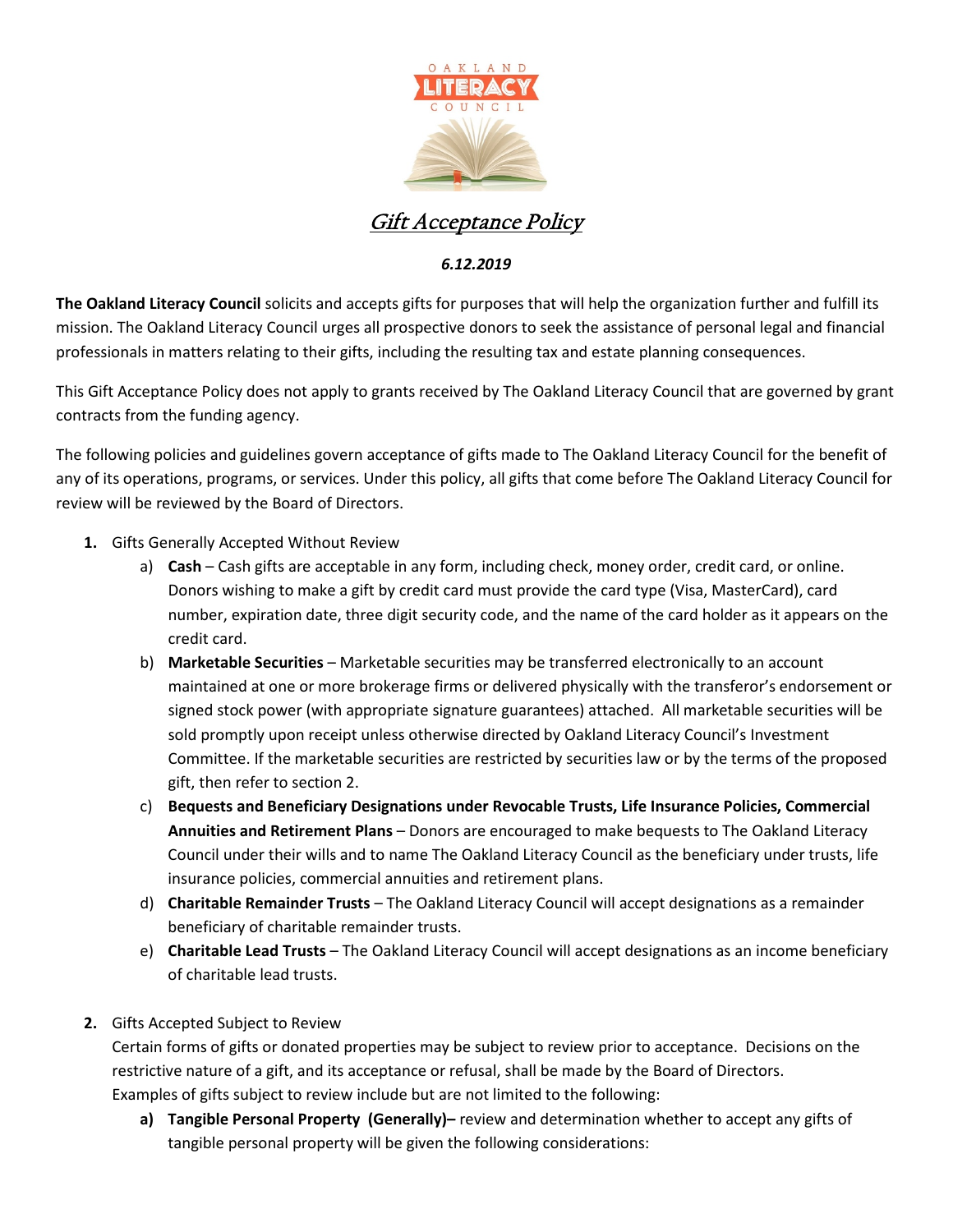# *Gift Acceptance Policy*

***6.12.2019***

**The Oakland Literacy Council** solicits and accepts gifts for purposes that will help the organization further and fulfill its mission. The Oakland Literacy Council urges all prospective donors to seek the assistance of personal legal and financial professionals in matters relating to their gifts, including the resulting tax and estate planning consequences.

This Gift Acceptance Policy does not apply to grants received by The Oakland Literacy Council that are governed by grant contracts from the funding agency.

The following policies and guidelines govern acceptance of gifts made to The Oakland Literacy Council for the benefit of any of its operations, programs, or services. Under this policy, all gifts that come before The Oakland Literacy Council for review will be reviewed by the Board of Directors.

1. Gifts Generally Accepted Without Review
   a) **Cash** – Cash gifts are acceptable in any form, including check, money order, credit card, or online. Donors wishing to make a gift by credit card must provide the card type (Visa, MasterCard), card number, expiration date, three digit security code, and the name of the card holder as it appears on the credit card.
   b) **Marketable Securities** – Marketable securities may be transferred electronically to an account maintained at one or more brokerage firms or delivered physically with the transferor's endorsement or signed stock power (with appropriate signature guarantees) attached. All marketable securities will be sold promptly upon receipt unless otherwise directed by Oakland Literacy Council's Investment Committee. If the marketable securities are restricted by securities law or by the terms of the proposed gift, then refer to section 2.
   c) **Bequests and Beneficiary Designations under Revocable Trusts, Life Insurance Policies, Commercial Annuities and Retirement Plans** – Donors are encouraged to make bequests to The Oakland Literacy Council under their wills and to name The Oakland Literacy Council as the beneficiary under trusts, life insurance policies, commercial annuities and retirement plans.
   d) **Charitable Remainder Trusts** – The Oakland Literacy Council will accept designations as a remainder beneficiary of charitable remainder trusts.
   e) **Charitable Lead Trusts** – The Oakland Literacy Council will accept designations as an income beneficiary of charitable lead trusts.

2. Gifts Accepted Subject to Review
   Certain forms of gifts or donated properties may be subject to review prior to acceptance. Decisions on the restrictive nature of a gift, and its acceptance or refusal, shall be made by the Board of Directors. Examples of gifts subject to review include but are not limited to the following:
   **a) Tangible Personal Property (Generally)–** review and determination whether to accept any gifts of tangible personal property will be given the following considerations: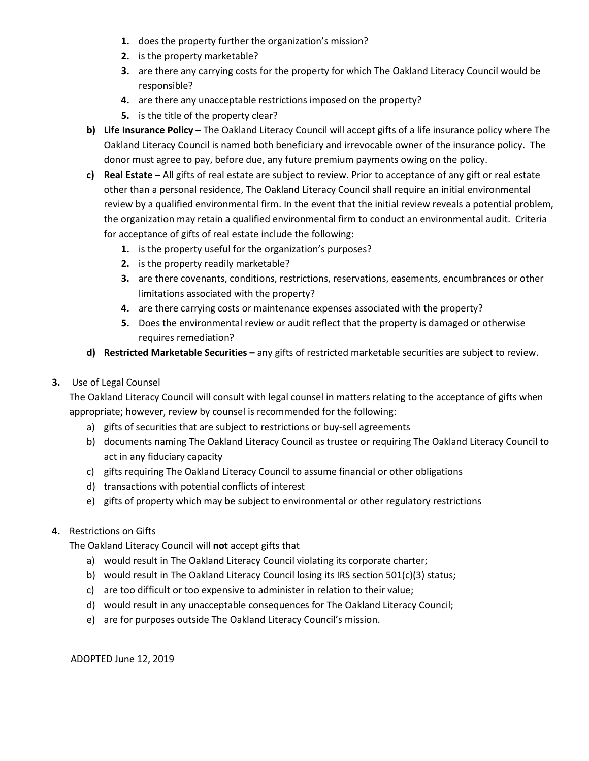1. does the property further the organization's mission?
2. is the property marketable?
3. are there any carrying costs for the property for which The Oakland Literacy Council would be responsible?
4. are there any unacceptable restrictions imposed on the property?
5. is the title of the property clear?

b) **Life Insurance Policy –** The Oakland Literacy Council will accept gifts of a life insurance policy where The Oakland Literacy Council is named both beneficiary and irrevocable owner of the insurance policy. The donor must agree to pay, before due, any future premium payments owing on the policy.

c) **Real Estate –** All gifts of real estate are subject to review. Prior to acceptance of any gift or real estate other than a personal residence, The Oakland Literacy Council shall require an initial environmental review by a qualified environmental firm. In the event that the initial review reveals a potential problem, the organization may retain a qualified environmental firm to conduct an environmental audit. Criteria for acceptance of gifts of real estate include the following:

1. is the property useful for the organization's purposes?
2. is the property readily marketable?
3. are there covenants, conditions, restrictions, reservations, easements, encumbrances or other limitations associated with the property?
4. are there carrying costs or maintenance expenses associated with the property?
5. Does the environmental review or audit reflect that the property is damaged or otherwise requires remediation?

d) **Restricted Marketable Securities –** any gifts of restricted marketable securities are subject to review.

**3.** Use of Legal Counsel

The Oakland Literacy Council will consult with legal counsel in matters relating to the acceptance of gifts when appropriate; however, review by counsel is recommended for the following:

a) gifts of securities that are subject to restrictions or buy-sell agreements
b) documents naming The Oakland Literacy Council as trustee or requiring The Oakland Literacy Council to act in any fiduciary capacity
c) gifts requiring The Oakland Literacy Council to assume financial or other obligations
d) transactions with potential conflicts of interest
e) gifts of property which may be subject to environmental or other regulatory restrictions

**4.** Restrictions on Gifts

The Oakland Literacy Council will **not** accept gifts that

a) would result in The Oakland Literacy Council violating its corporate charter;
b) would result in The Oakland Literacy Council losing its IRS section 501(c)(3) status;
c) are too difficult or too expensive to administer in relation to their value;
d) would result in any unacceptable consequences for The Oakland Literacy Council;
e) are for purposes outside The Oakland Literacy Council's mission.

ADOPTED June 12, 2019